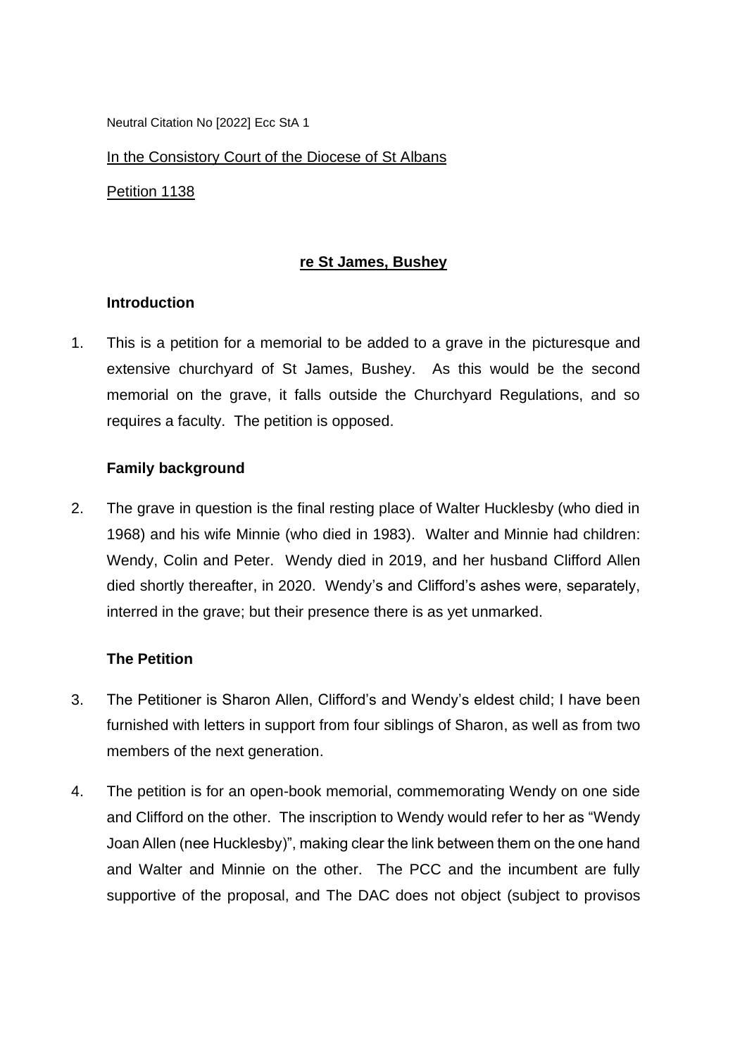Neutral Citation No [2022] Ecc StA 1

In the Consistory Court of the Diocese of St Albans

Petition 1138

## re St James, Bushey

### Introduction

1. This is a petition for a memorial to be added to a grave in the picturesque and extensive churchyard of St James, Bushey. As this would be the second memorial on the grave, it falls outside the Churchyard Regulations, and so requires a faculty. The petition is opposed.

### Family background

2. The grave in question is the final resting place of Walter Hucklesby (who died in 1968) and his wife Minnie (who died in 1983). Walter and Minnie had children: Wendy, Colin and Peter. Wendy died in 2019, and her husband Clifford Allen died shortly thereafter, in 2020. Wendy's and Clifford's ashes were, separately, interred in the grave; but their presence there is as yet unmarked.

### The Petition

3. The Petitioner is Sharon Allen, Clifford's and Wendy's eldest child; I have been furnished with letters in support from four siblings of Sharon, as well as from two members of the next generation.

4. The petition is for an open-book memorial, commemorating Wendy on one side and Clifford on the other. The inscription to Wendy would refer to her as "Wendy Joan Allen (nee Hucklesby)", making clear the link between them on the one hand and Walter and Minnie on the other. The PCC and the incumbent are fully supportive of the proposal, and The DAC does not object (subject to provisos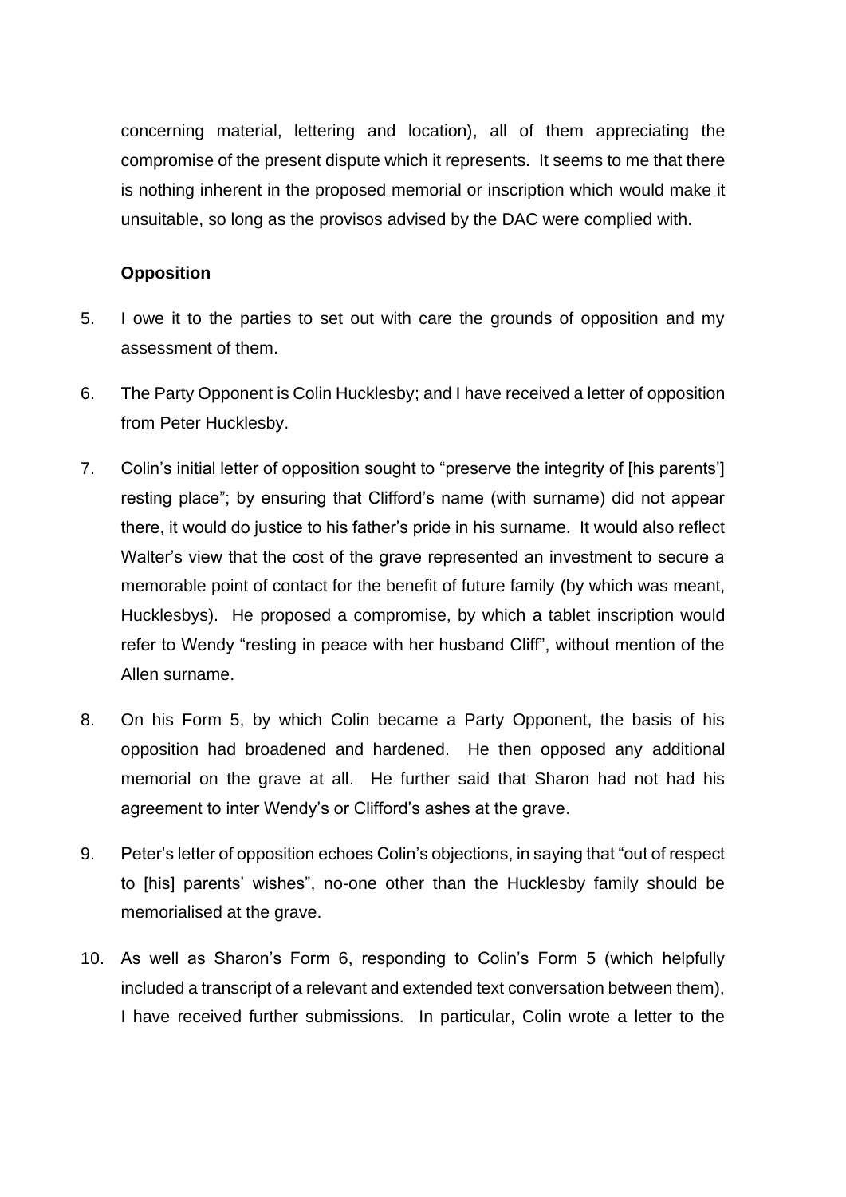concerning material, lettering and location), all of them appreciating the compromise of the present dispute which it represents. It seems to me that there is nothing inherent in the proposed memorial or inscription which would make it unsuitable, so long as the provisos advised by the DAC were complied with.

**Opposition**

5. I owe it to the parties to set out with care the grounds of opposition and my assessment of them.

6. The Party Opponent is Colin Hucklesby; and I have received a letter of opposition from Peter Hucklesby.

7. Colin's initial letter of opposition sought to "preserve the integrity of [his parents'] resting place"; by ensuring that Clifford's name (with surname) did not appear there, it would do justice to his father's pride in his surname. It would also reflect Walter's view that the cost of the grave represented an investment to secure a memorable point of contact for the benefit of future family (by which was meant, Hucklesbys). He proposed a compromise, by which a tablet inscription would refer to Wendy "resting in peace with her husband Cliff", without mention of the Allen surname.

8. On his Form 5, by which Colin became a Party Opponent, the basis of his opposition had broadened and hardened. He then opposed any additional memorial on the grave at all. He further said that Sharon had not had his agreement to inter Wendy's or Clifford's ashes at the grave.

9. Peter's letter of opposition echoes Colin's objections, in saying that "out of respect to [his] parents' wishes", no-one other than the Hucklesby family should be memorialised at the grave.

10. As well as Sharon's Form 6, responding to Colin's Form 5 (which helpfully included a transcript of a relevant and extended text conversation between them), I have received further submissions. In particular, Colin wrote a letter to the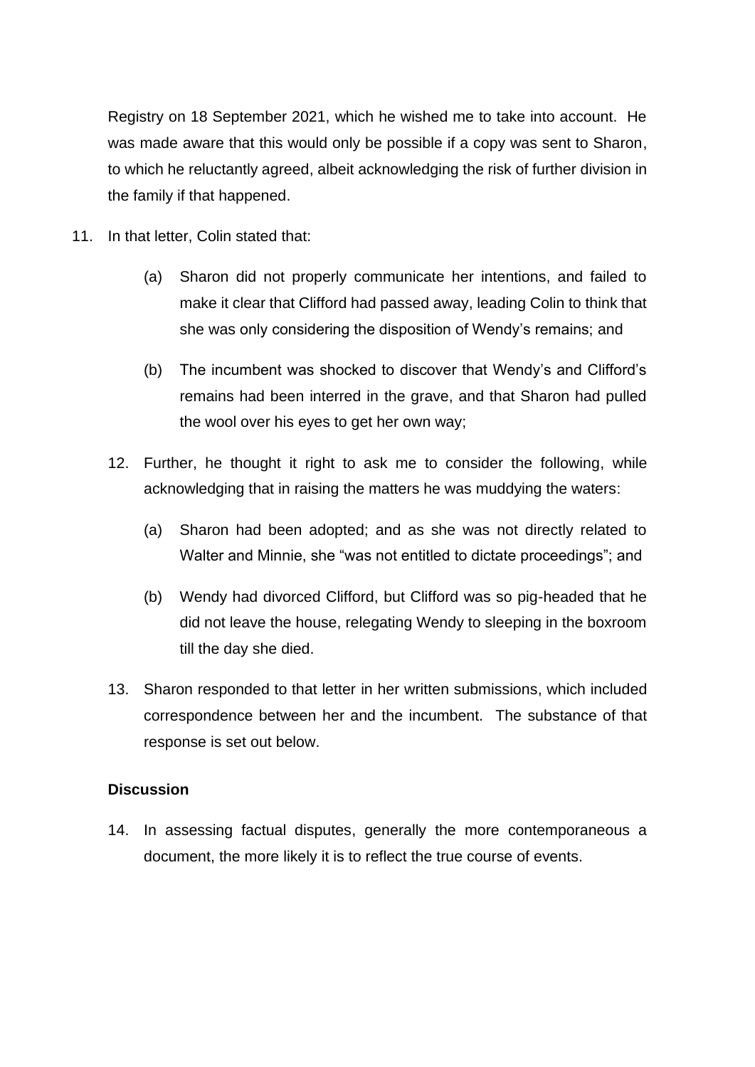Registry on 18 September 2021, which he wished me to take into account. He was made aware that this would only be possible if a copy was sent to Sharon, to which he reluctantly agreed, albeit acknowledging the risk of further division in the family if that happened.

11. In that letter, Colin stated that:

    (a) Sharon did not properly communicate her intentions, and failed to make it clear that Clifford had passed away, leading Colin to think that she was only considering the disposition of Wendy's remains; and

    (b) The incumbent was shocked to discover that Wendy's and Clifford's remains had been interred in the grave, and that Sharon had pulled the wool over his eyes to get her own way;

12. Further, he thought it right to ask me to consider the following, while acknowledging that in raising the matters he was muddying the waters:

    (a) Sharon had been adopted; and as she was not directly related to Walter and Minnie, she "was not entitled to dictate proceedings"; and

    (b) Wendy had divorced Clifford, but Clifford was so pig-headed that he did not leave the house, relegating Wendy to sleeping in the boxroom till the day she died.

13. Sharon responded to that letter in her written submissions, which included correspondence between her and the incumbent. The substance of that response is set out below.

### Discussion

14. In assessing factual disputes, generally the more contemporaneous a document, the more likely it is to reflect the true course of events.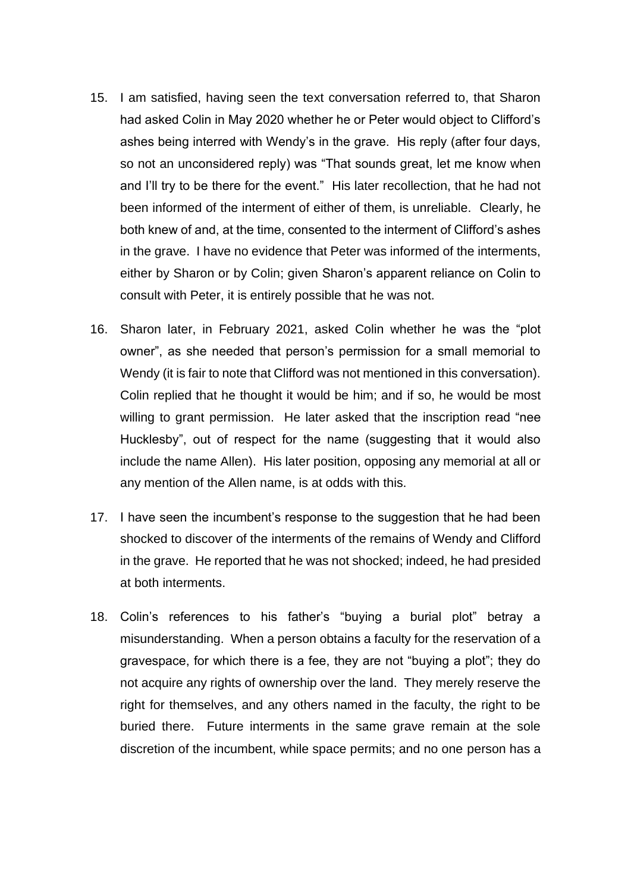15. I am satisfied, having seen the text conversation referred to, that Sharon had asked Colin in May 2020 whether he or Peter would object to Clifford's ashes being interred with Wendy's in the grave. His reply (after four days, so not an unconsidered reply) was "That sounds great, let me know when and I'll try to be there for the event." His later recollection, that he had not been informed of the interment of either of them, is unreliable. Clearly, he both knew of and, at the time, consented to the interment of Clifford's ashes in the grave. I have no evidence that Peter was informed of the interments, either by Sharon or by Colin; given Sharon's apparent reliance on Colin to consult with Peter, it is entirely possible that he was not.

16. Sharon later, in February 2021, asked Colin whether he was the "plot owner", as she needed that person's permission for a small memorial to Wendy (it is fair to note that Clifford was not mentioned in this conversation). Colin replied that he thought it would be him; and if so, he would be most willing to grant permission. He later asked that the inscription read "nee Hucklesby", out of respect for the name (suggesting that it would also include the name Allen). His later position, opposing any memorial at all or any mention of the Allen name, is at odds with this.

17. I have seen the incumbent's response to the suggestion that he had been shocked to discover of the interments of the remains of Wendy and Clifford in the grave. He reported that he was not shocked; indeed, he had presided at both interments.

18. Colin's references to his father's "buying a burial plot" betray a misunderstanding. When a person obtains a faculty for the reservation of a gravespace, for which there is a fee, they are not "buying a plot"; they do not acquire any rights of ownership over the land. They merely reserve the right for themselves, and any others named in the faculty, the right to be buried there. Future interments in the same grave remain at the sole discretion of the incumbent, while space permits; and no one person has a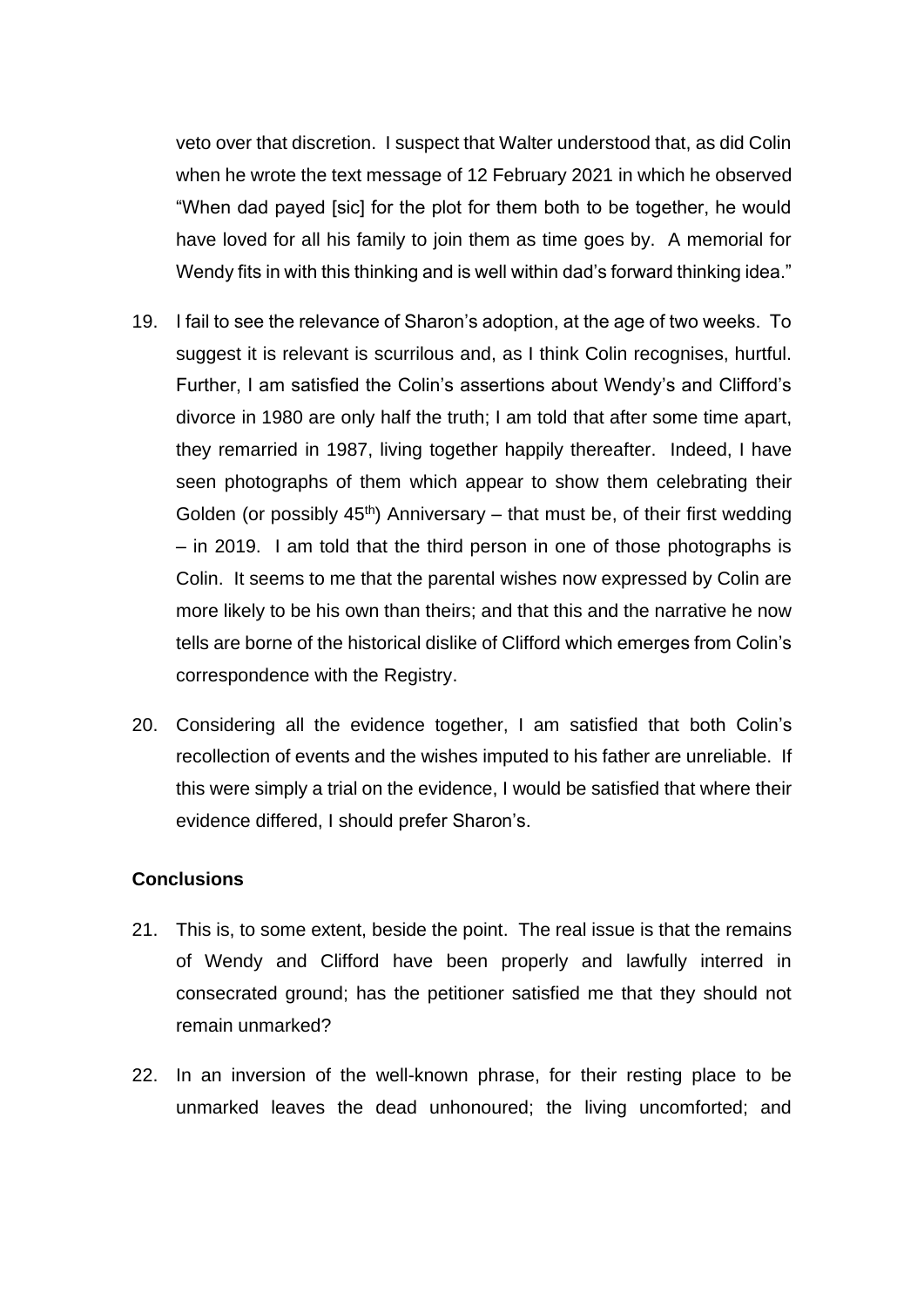veto over that discretion. I suspect that Walter understood that, as did Colin when he wrote the text message of 12 February 2021 in which he observed "When dad payed [sic] for the plot for them both to be together, he would have loved for all his family to join them as time goes by. A memorial for Wendy fits in with this thinking and is well within dad's forward thinking idea."

19. I fail to see the relevance of Sharon's adoption, at the age of two weeks. To suggest it is relevant is scurrilous and, as I think Colin recognises, hurtful. Further, I am satisfied the Colin's assertions about Wendy's and Clifford's divorce in 1980 are only half the truth; I am told that after some time apart, they remarried in 1987, living together happily thereafter. Indeed, I have seen photographs of them which appear to show them celebrating their Golden (or possibly 45th) Anniversary – that must be, of their first wedding – in 2019. I am told that the third person in one of those photographs is Colin. It seems to me that the parental wishes now expressed by Colin are more likely to be his own than theirs; and that this and the narrative he now tells are borne of the historical dislike of Clifford which emerges from Colin's correspondence with the Registry.

20. Considering all the evidence together, I am satisfied that both Colin's recollection of events and the wishes imputed to his father are unreliable. If this were simply a trial on the evidence, I would be satisfied that where their evidence differed, I should prefer Sharon's.

**Conclusions**

21. This is, to some extent, beside the point. The real issue is that the remains of Wendy and Clifford have been properly and lawfully interred in consecrated ground; has the petitioner satisfied me that they should not remain unmarked?

22. In an inversion of the well-known phrase, for their resting place to be unmarked leaves the dead unhonoured; the living uncomforted; and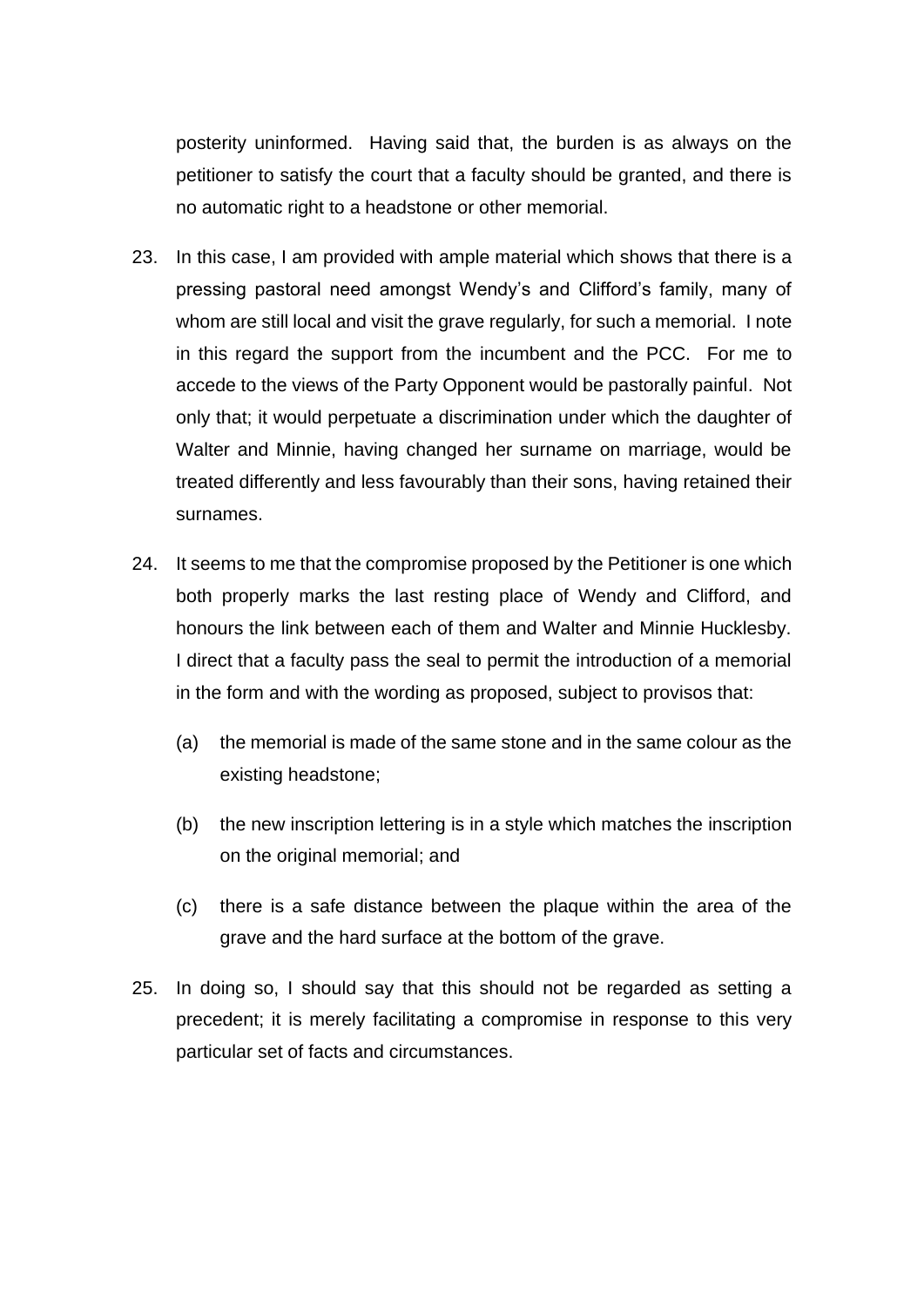posterity uninformed. Having said that, the burden is as always on the petitioner to satisfy the court that a faculty should be granted, and there is no automatic right to a headstone or other memorial.

23. In this case, I am provided with ample material which shows that there is a pressing pastoral need amongst Wendy's and Clifford's family, many of whom are still local and visit the grave regularly, for such a memorial. I note in this regard the support from the incumbent and the PCC. For me to accede to the views of the Party Opponent would be pastorally painful. Not only that; it would perpetuate a discrimination under which the daughter of Walter and Minnie, having changed her surname on marriage, would be treated differently and less favourably than their sons, having retained their surnames.

24. It seems to me that the compromise proposed by the Petitioner is one which both properly marks the last resting place of Wendy and Clifford, and honours the link between each of them and Walter and Minnie Hucklesby. I direct that a faculty pass the seal to permit the introduction of a memorial in the form and with the wording as proposed, subject to provisos that:

    (a) the memorial is made of the same stone and in the same colour as the existing headstone;

    (b) the new inscription lettering is in a style which matches the inscription on the original memorial; and

    (c) there is a safe distance between the plaque within the area of the grave and the hard surface at the bottom of the grave.

25. In doing so, I should say that this should not be regarded as setting a precedent; it is merely facilitating a compromise in response to this very particular set of facts and circumstances.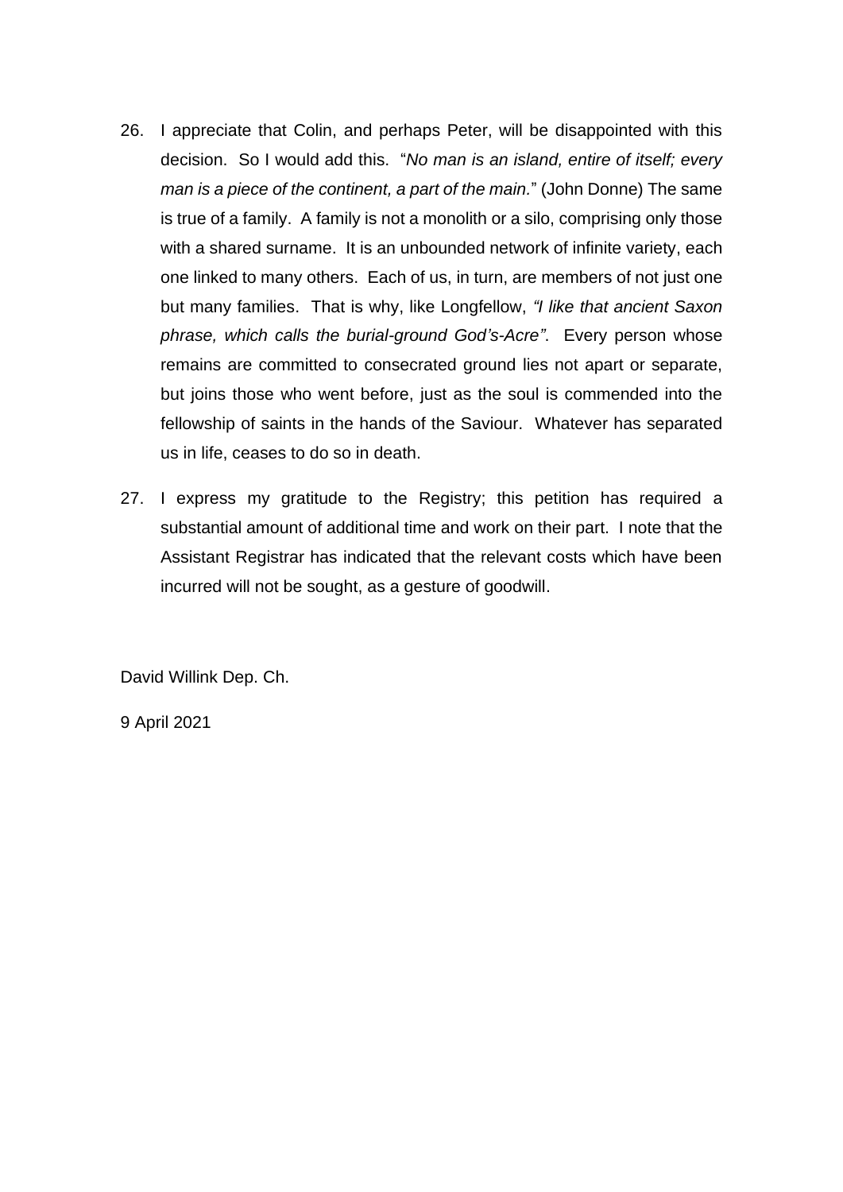26. I appreciate that Colin, and perhaps Peter, will be disappointed with this decision. So I would add this. "*No man is an island, entire of itself; every man is a piece of the continent, a part of the main.*" (John Donne) The same is true of a family. A family is not a monolith or a silo, comprising only those with a shared surname. It is an unbounded network of infinite variety, each one linked to many others. Each of us, in turn, are members of not just one but many families. That is why, like Longfellow, *"I like that ancient Saxon phrase, which calls the burial-ground God's-Acre"*. Every person whose remains are committed to consecrated ground lies not apart or separate, but joins those who went before, just as the soul is commended into the fellowship of saints in the hands of the Saviour. Whatever has separated us in life, ceases to do so in death.

27. I express my gratitude to the Registry; this petition has required a substantial amount of additional time and work on their part. I note that the Assistant Registrar has indicated that the relevant costs which have been incurred will not be sought, as a gesture of goodwill.

David Willink Dep. Ch.

9 April 2021